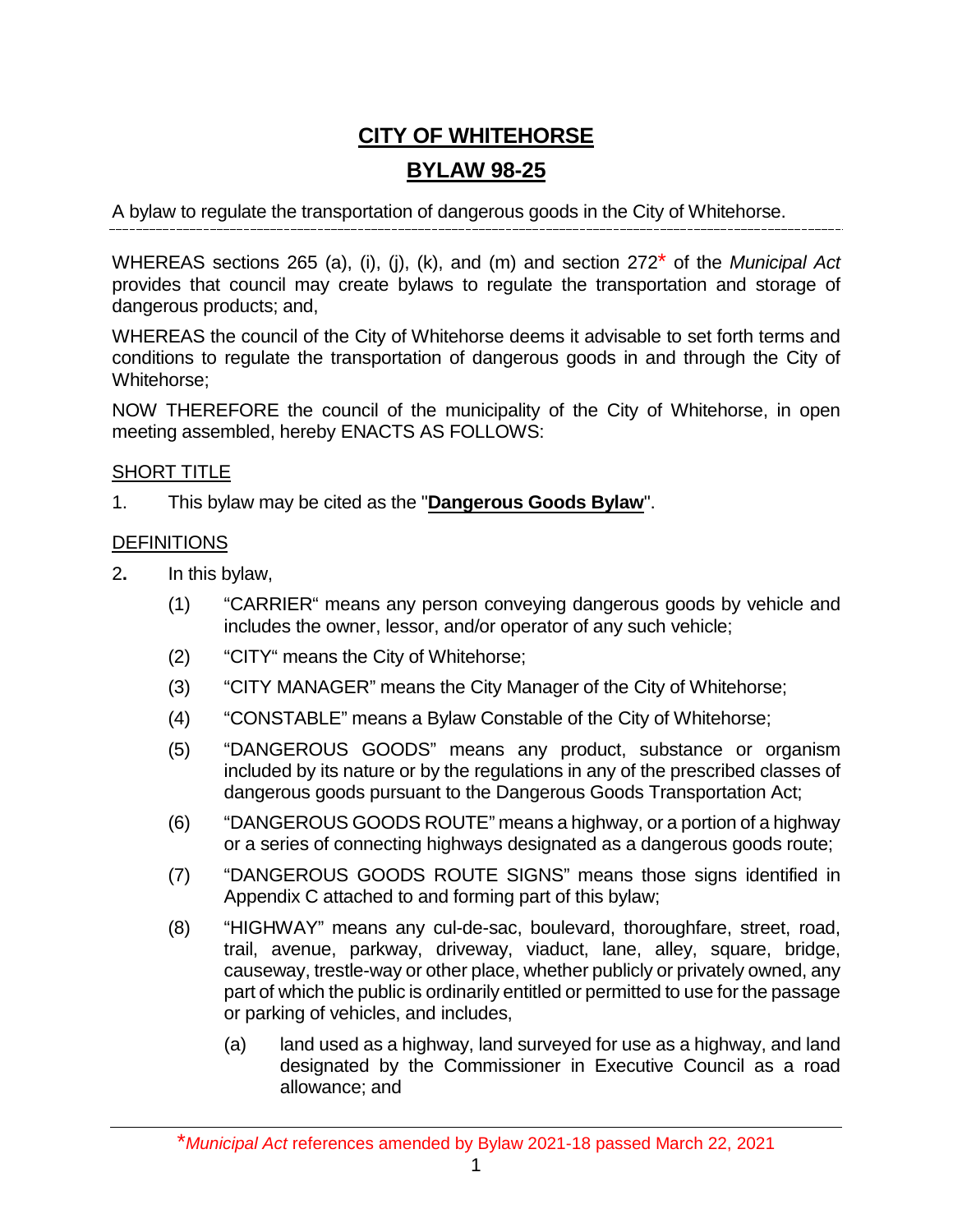# CITY OF WHITEHORSE

## BYLAW 98-25

A bylaw to regulate the transportation of dangerous goods in the City of Whitehorse.

---

WHEREAS sections 265 (a), (i), (j), (k), and (m) and section 272* of the *Municipal Act* provides that council may create bylaws to regulate the transportation and storage of dangerous products; and,

WHEREAS the council of the City of Whitehorse deems it advisable to set forth terms and conditions to regulate the transportation of dangerous goods in and through the City of Whitehorse;

NOW THEREFORE the council of the municipality of the City of Whitehorse, in open meeting assembled, hereby ENACTS AS FOLLOWS:

### SHORT TITLE

1. This bylaw may be cited as the "**Dangerous Goods Bylaw**".

### DEFINITIONS

2. In this bylaw,

   (1) "CARRIER" means any person conveying dangerous goods by vehicle and includes the owner, lessor, and/or operator of any such vehicle;

   (2) "CITY" means the City of Whitehorse;

   (3) "CITY MANAGER" means the City Manager of the City of Whitehorse;

   (4) "CONSTABLE" means a Bylaw Constable of the City of Whitehorse;

   (5) "DANGEROUS GOODS" means any product, substance or organism included by its nature or by the regulations in any of the prescribed classes of dangerous goods pursuant to the Dangerous Goods Transportation Act;

   (6) "DANGEROUS GOODS ROUTE" means a highway, or a portion of a highway or a series of connecting highways designated as a dangerous goods route;

   (7) "DANGEROUS GOODS ROUTE SIGNS" means those signs identified in Appendix C attached to and forming part of this bylaw;

   (8) "HIGHWAY" means any cul-de-sac, boulevard, thoroughfare, street, road, trail, avenue, parkway, driveway, viaduct, lane, alley, square, bridge, causeway, trestle-way or other place, whether publicly or privately owned, any part of which the public is ordinarily entitled or permitted to use for the passage or parking of vehicles, and includes,

      (a) land used as a highway, land surveyed for use as a highway, and land designated by the Commissioner in Executive Council as a road allowance; and

---

**Municipal Act* references amended by Bylaw 2021-18 passed March 22, 2021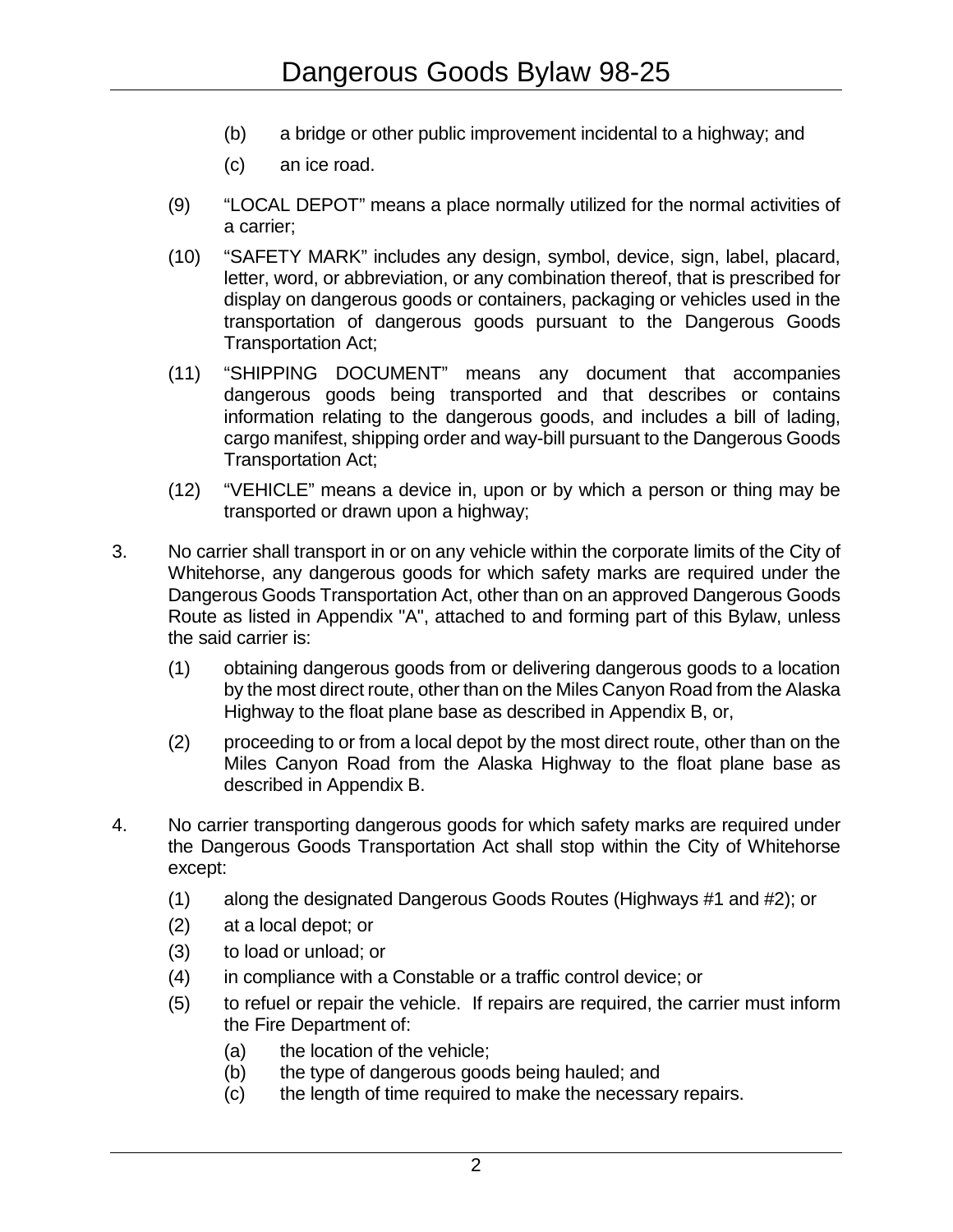(b) a bridge or other public improvement incidental to a highway; and

(c) an ice road.

(9) "LOCAL DEPOT" means a place normally utilized for the normal activities of a carrier;

(10) "SAFETY MARK" includes any design, symbol, device, sign, label, placard, letter, word, or abbreviation, or any combination thereof, that is prescribed for display on dangerous goods or containers, packaging or vehicles used in the transportation of dangerous goods pursuant to the Dangerous Goods Transportation Act;

(11) "SHIPPING DOCUMENT" means any document that accompanies dangerous goods being transported and that describes or contains information relating to the dangerous goods, and includes a bill of lading, cargo manifest, shipping order and way-bill pursuant to the Dangerous Goods Transportation Act;

(12) "VEHICLE" means a device in, upon or by which a person or thing may be transported or drawn upon a highway;

3. No carrier shall transport in or on any vehicle within the corporate limits of the City of Whitehorse, any dangerous goods for which safety marks are required under the Dangerous Goods Transportation Act, other than on an approved Dangerous Goods Route as listed in Appendix "A", attached to and forming part of this Bylaw, unless the said carrier is:

   (1) obtaining dangerous goods from or delivering dangerous goods to a location by the most direct route, other than on the Miles Canyon Road from the Alaska Highway to the float plane base as described in Appendix B, or,

   (2) proceeding to or from a local depot by the most direct route, other than on the Miles Canyon Road from the Alaska Highway to the float plane base as described in Appendix B.

4. No carrier transporting dangerous goods for which safety marks are required under the Dangerous Goods Transportation Act shall stop within the City of Whitehorse except:

   (1) along the designated Dangerous Goods Routes (Highways #1 and #2); or

   (2) at a local depot; or

   (3) to load or unload; or

   (4) in compliance with a Constable or a traffic control device; or

   (5) to refuel or repair the vehicle. If repairs are required, the carrier must inform the Fire Department of:

      (a) the location of the vehicle;
      (b) the type of dangerous goods being hauled; and
      (c) the length of time required to make the necessary repairs.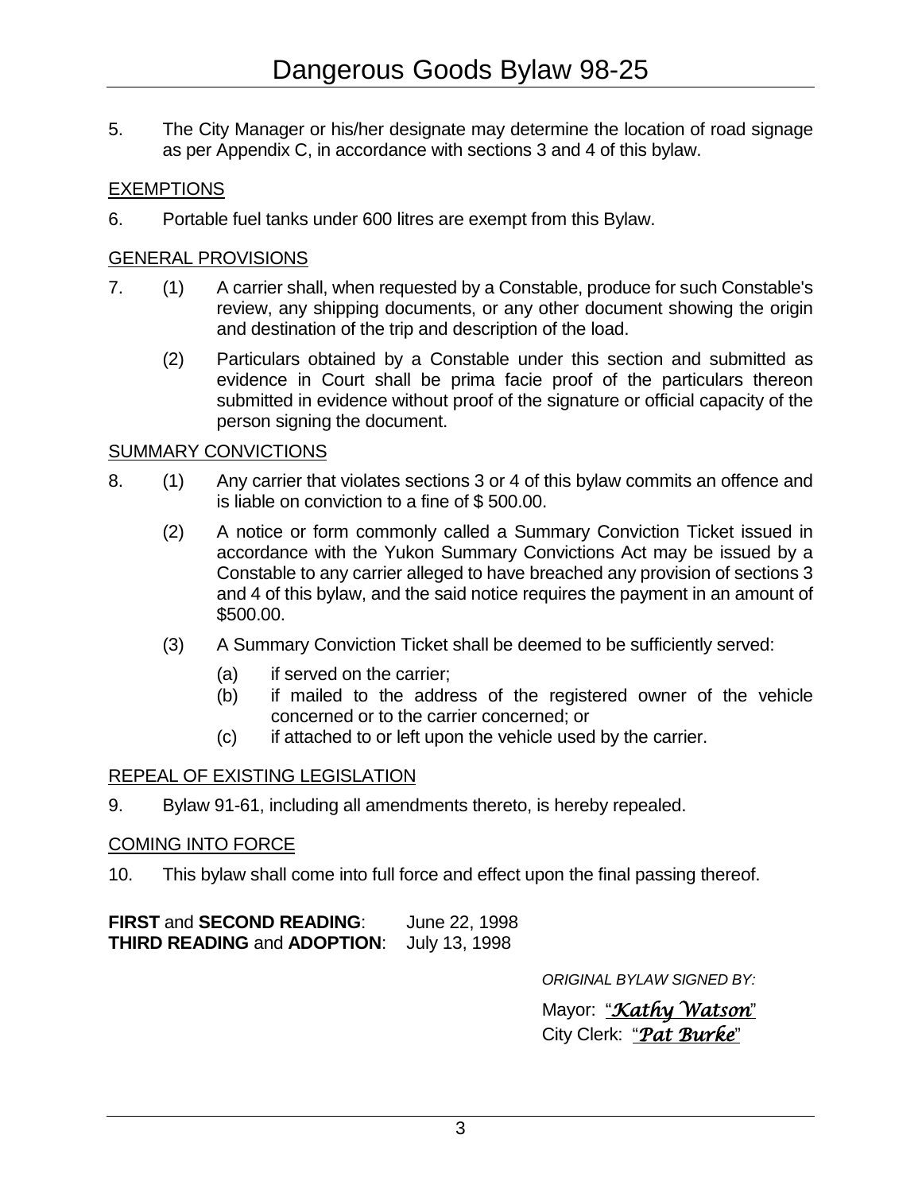5. The City Manager or his/her designate may determine the location of road signage as per Appendix C, in accordance with sections 3 and 4 of this bylaw.

## EXEMPTIONS

6. Portable fuel tanks under 600 litres are exempt from this Bylaw.

## GENERAL PROVISIONS

7. (1) A carrier shall, when requested by a Constable, produce for such Constable's review, any shipping documents, or any other document showing the origin and destination of the trip and description of the load.

   (2) Particulars obtained by a Constable under this section and submitted as evidence in Court shall be prima facie proof of the particulars thereon submitted in evidence without proof of the signature or official capacity of the person signing the document.

## SUMMARY CONVICTIONS

8. (1) Any carrier that violates sections 3 or 4 of this bylaw commits an offence and is liable on conviction to a fine of $ 500.00.

   (2) A notice or form commonly called a Summary Conviction Ticket issued in accordance with the Yukon Summary Convictions Act may be issued by a Constable to any carrier alleged to have breached any provision of sections 3 and 4 of this bylaw, and the said notice requires the payment in an amount of $500.00.

   (3) A Summary Conviction Ticket shall be deemed to be sufficiently served:

      (a) if served on the carrier;
      (b) if mailed to the address of the registered owner of the vehicle concerned or to the carrier concerned; or
      (c) if attached to or left upon the vehicle used by the carrier.

## REPEAL OF EXISTING LEGISLATION

9. Bylaw 91-61, including all amendments thereto, is hereby repealed.

## COMING INTO FORCE

10. This bylaw shall come into full force and effect upon the final passing thereof.

**FIRST** and **SECOND READING**: June 22, 1998
**THIRD READING** and **ADOPTION**: July 13, 1998

*ORIGINAL BYLAW SIGNED BY:*

Mayor: "*Kathy Watson*"
City Clerk: "*Pat Burke*"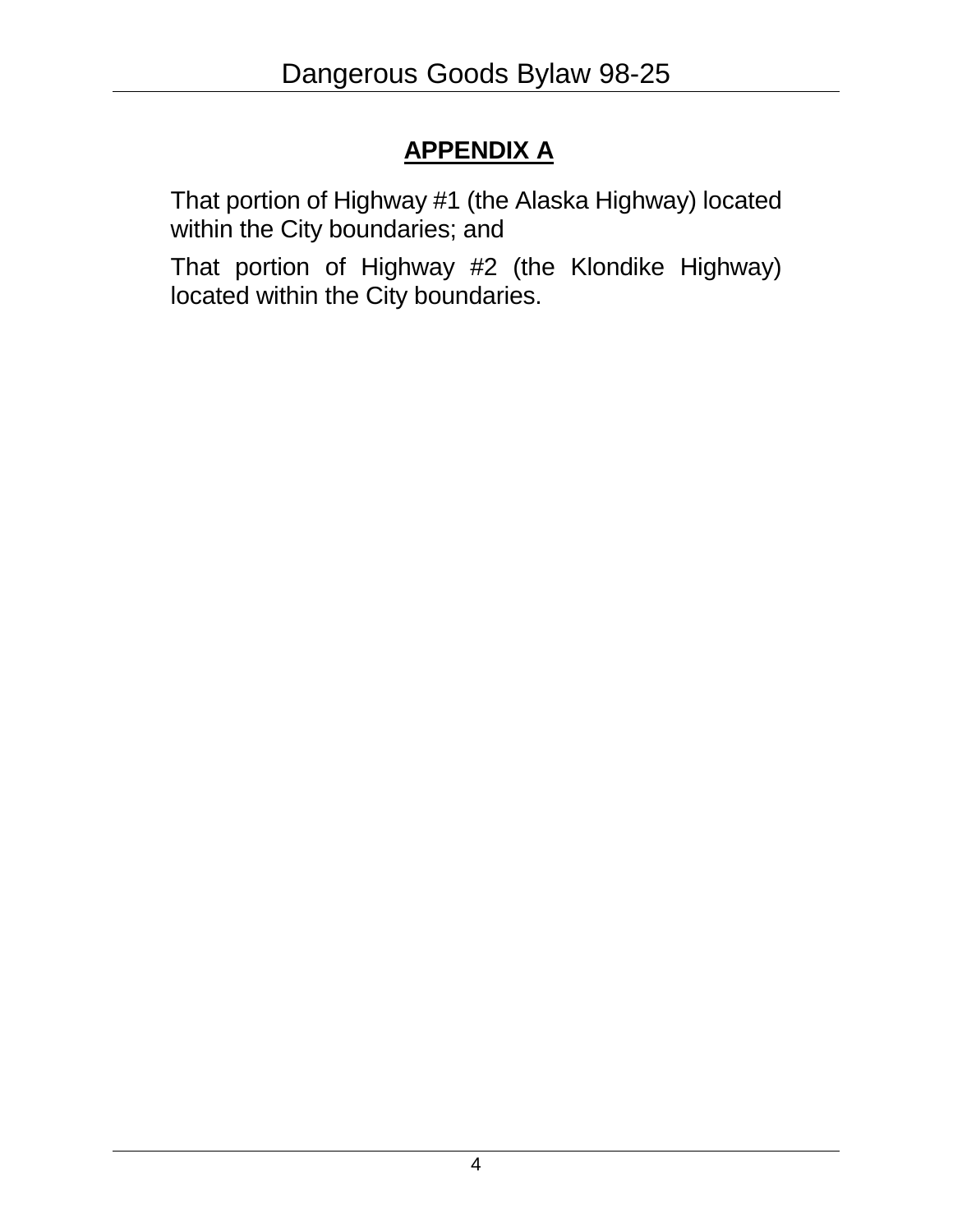## APPENDIX A

That portion of Highway #1 (the Alaska Highway) located within the City boundaries; and

That portion of Highway #2 (the Klondike Highway) located within the City boundaries.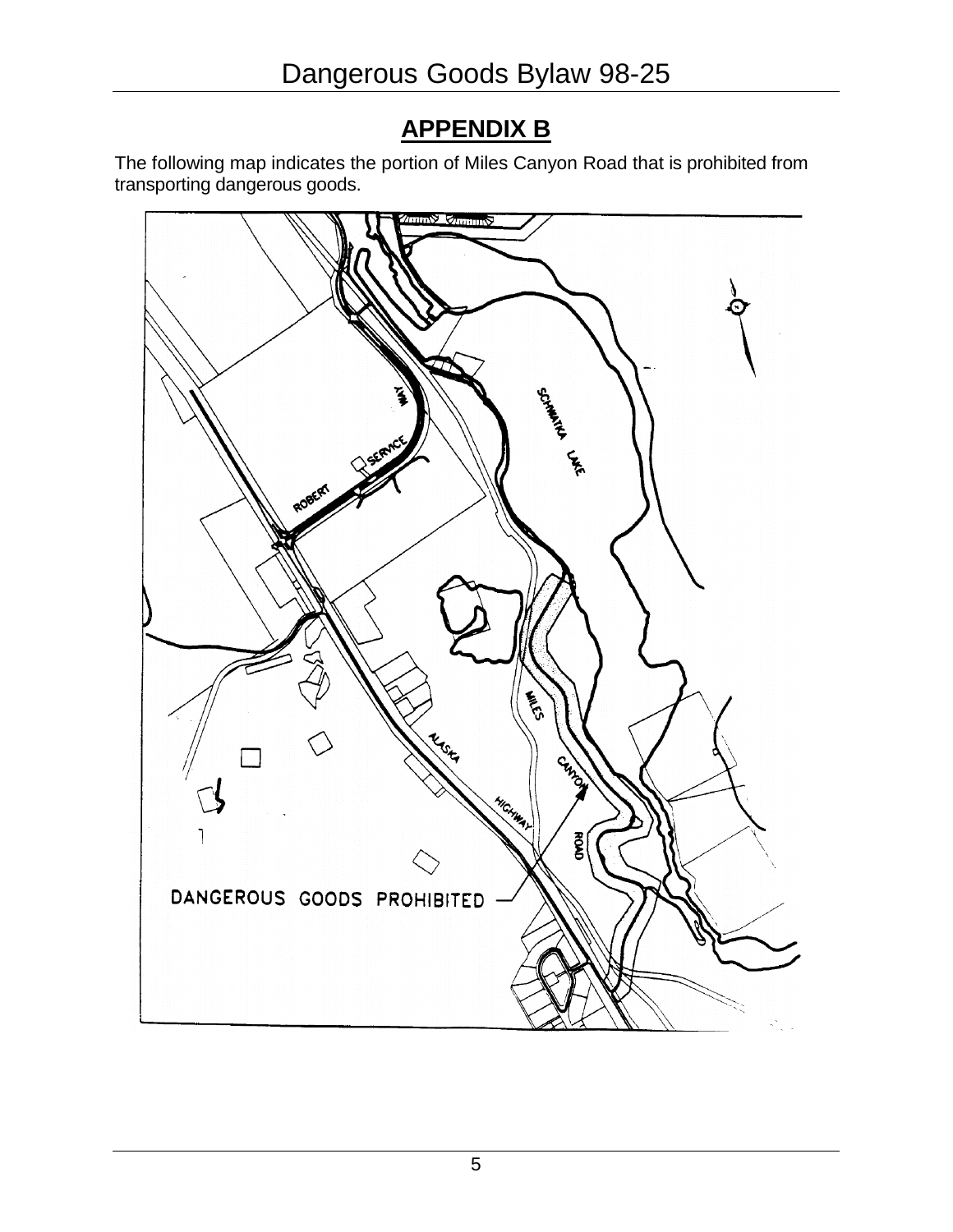## APPENDIX B

The following map indicates the portion of Miles Canyon Road that is prohibited from transporting dangerous goods.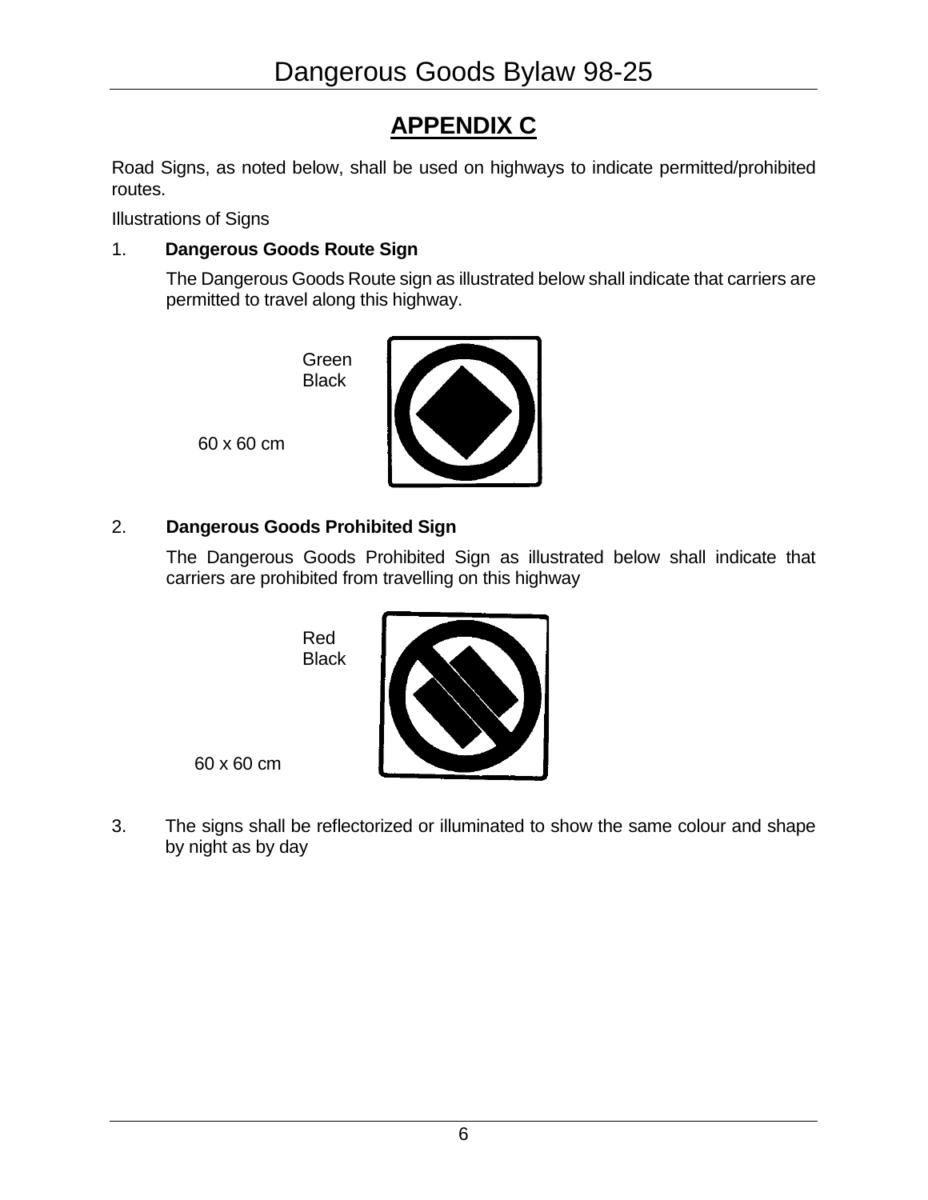# APPENDIX C

Road Signs, as noted below, shall be used on highways to indicate permitted/prohibited routes.

Illustrations of Signs

1. **Dangerous Goods Route Sign**

   The Dangerous Goods Route sign as illustrated below shall indicate that carriers are permitted to travel along this highway.

   Green
   Black

   60 x 60 cm

2. **Dangerous Goods Prohibited Sign**

   The Dangerous Goods Prohibited Sign as illustrated below shall indicate that carriers are prohibited from travelling on this highway

   Red
   Black

   60 x 60 cm

3. The signs shall be reflectorized or illuminated to show the same colour and shape by night as by day